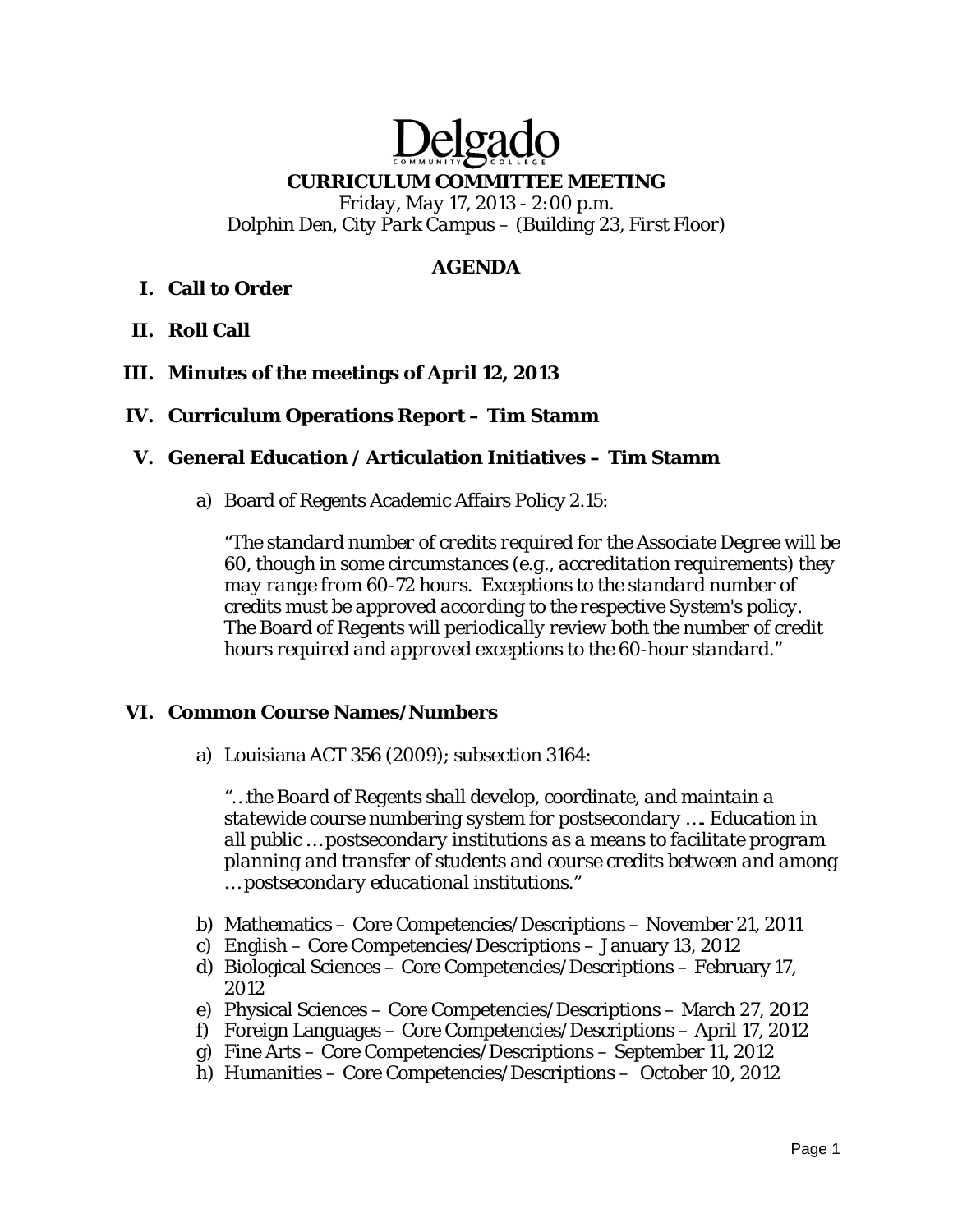# Delgado

## CURRICULUM COMMITTEE MEETING

Friday, May 17, 2013 - 2:00 p.m.
Dolphin Den, City Park Campus – (Building 23, First Floor)

## AGENDA

**I. Call to Order**

**II. Roll Call**

**III. Minutes of the meetings of April 12, 2013**

**IV. Curriculum Operations Report – Tim Stamm**

**V. General Education / Articulation Initiatives – Tim Stamm**

a) Board of Regents Academic Affairs Policy 2.15:

*"The standard number of credits required for the Associate Degree will be 60, though in some circumstances (e.g., accreditation requirements) they may range from 60-72 hours. Exceptions to the standard number of credits must be approved according to the respective System's policy. The Board of Regents will periodically review both the number of credit hours required and approved exceptions to the 60-hour standard."*

**VI. Common Course Names/Numbers**

a) Louisiana ACT 356 (2009); subsection 3164:

*"…the Board of Regents shall develop, coordinate, and maintain a statewide course numbering system for postsecondary …. Education in all public …postsecondary institutions as a means to facilitate program planning and transfer of students and course credits between and among …postsecondary educational institutions."*

b) Mathematics – Core Competencies/Descriptions – November 21, 2011
c) English – Core Competencies/Descriptions – January 13, 2012
d) Biological Sciences – Core Competencies/Descriptions – February 17, 2012
e) Physical Sciences – Core Competencies/Descriptions – March 27, 2012
f) Foreign Languages – Core Competencies/Descriptions – April 17, 2012
g) Fine Arts – Core Competencies/Descriptions – September 11, 2012
h) Humanities – Core Competencies/Descriptions – October 10, 2012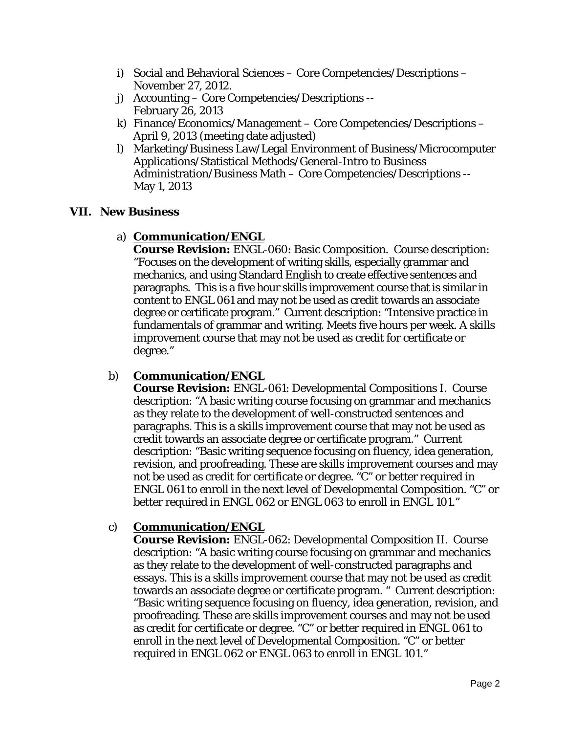i) Social and Behavioral Sciences – Core Competencies/Descriptions – November 27, 2012.
j) Accounting – Core Competencies/Descriptions -- February 26, 2013
k) Finance/Economics/Management – Core Competencies/Descriptions – April 9, 2013 (meeting date adjusted)
l) Marketing/Business Law/Legal Environment of Business/Microcomputer Applications/Statistical Methods/General-Intro to Business Administration/Business Math – Core Competencies/Descriptions -- May 1, 2013

## VII. New Business

a) **Communication/ENGL**
**Course Revision:** ENGL-060: Basic Composition. Course description: "Focuses on the development of writing skills, especially grammar and mechanics, and using Standard English to create effective sentences and paragraphs. This is a five hour skills improvement course that is similar in content to ENGL 061 and may not be used as credit towards an associate degree or certificate program." Current description: "Intensive practice in fundamentals of grammar and writing. Meets five hours per week. A skills improvement course that may not be used as credit for certificate or degree."

b) **Communication/ENGL**
**Course Revision:** ENGL-061: Developmental Compositions I. Course description: "A basic writing course focusing on grammar and mechanics as they relate to the development of well-constructed sentences and paragraphs. This is a skills improvement course that may not be used as credit towards an associate degree or certificate program." Current description: "Basic writing sequence focusing on fluency, idea generation, revision, and proofreading. These are skills improvement courses and may not be used as credit for certificate or degree. "C" or better required in ENGL 061 to enroll in the next level of Developmental Composition. "C" or better required in ENGL 062 or ENGL 063 to enroll in ENGL 101."

c) **Communication/ENGL**
**Course Revision:** ENGL-062: Developmental Composition II. Course description: "A basic writing course focusing on grammar and mechanics as they relate to the development of well-constructed paragraphs and essays. This is a skills improvement course that may not be used as credit towards an associate degree or certificate program. " Current description: "Basic writing sequence focusing on fluency, idea generation, revision, and proofreading. These are skills improvement courses and may not be used as credit for certificate or degree. "C" or better required in ENGL 061 to enroll in the next level of Developmental Composition. "C" or better required in ENGL 062 or ENGL 063 to enroll in ENGL 101."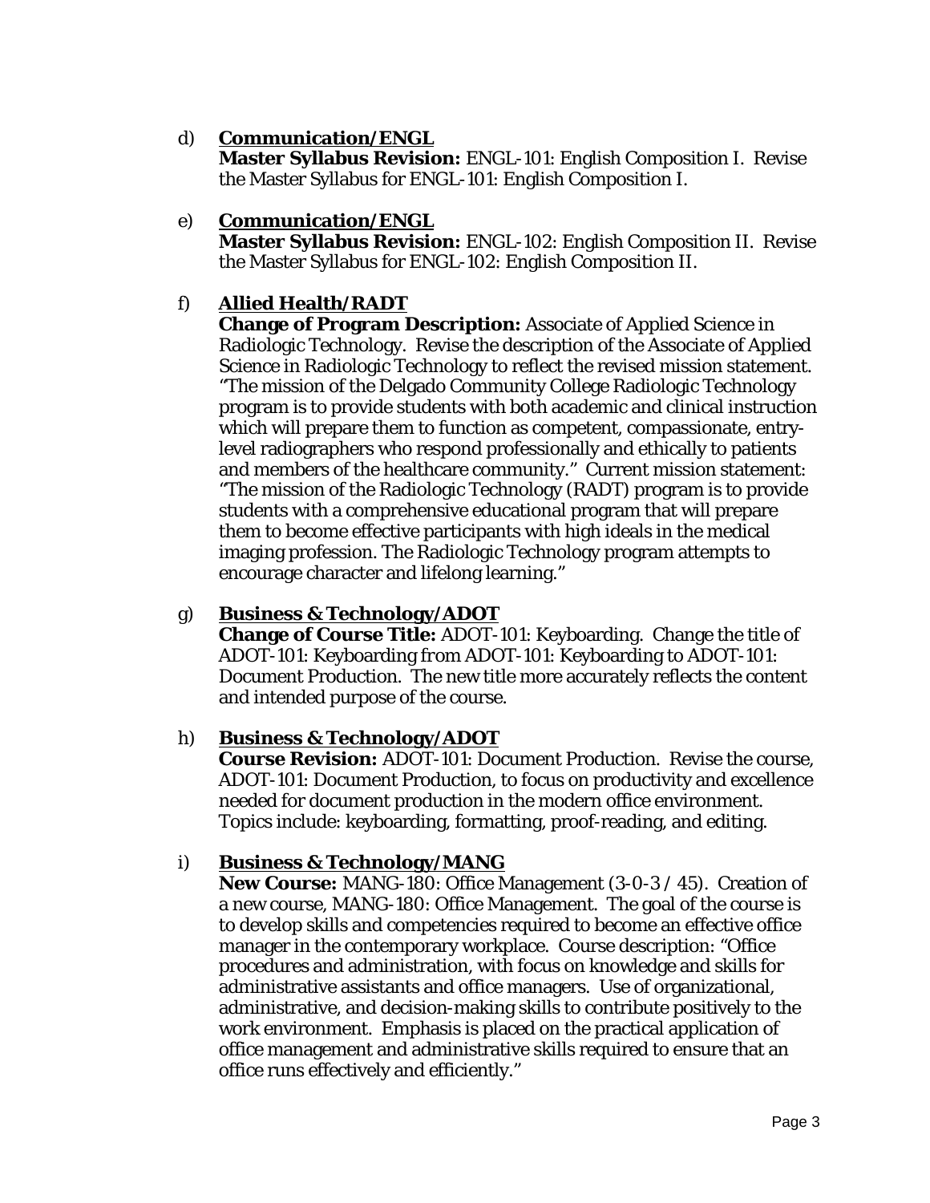d) **<u>Communication/ENGL</u>**
   **Master Syllabus Revision:** ENGL-101: English Composition I. Revise the Master Syllabus for ENGL-101: English Composition I.

e) **<u>Communication/ENGL</u>**
   **Master Syllabus Revision:** ENGL-102: English Composition II. Revise the Master Syllabus for ENGL-102: English Composition II.

f) **<u>Allied Health/RADT</u>**
   **Change of Program Description:** Associate of Applied Science in Radiologic Technology. Revise the description of the Associate of Applied Science in Radiologic Technology to reflect the revised mission statement. "The mission of the Delgado Community College Radiologic Technology program is to provide students with both academic and clinical instruction which will prepare them to function as competent, compassionate, entry-level radiographers who respond professionally and ethically to patients and members of the healthcare community." Current mission statement: "The mission of the Radiologic Technology (RADT) program is to provide students with a comprehensive educational program that will prepare them to become effective participants with high ideals in the medical imaging profession. The Radiologic Technology program attempts to encourage character and lifelong learning."

g) **<u>Business & Technology/ADOT</u>**
   **Change of Course Title:** ADOT-101: Keyboarding. Change the title of ADOT-101: Keyboarding *from* ADOT-101: Keyboarding to ADOT-101: Document Production. The new title more accurately reflects the content and intended purpose of the course.

h) **<u>Business & Technology/ADOT</u>**
   **Course Revision:** ADOT-101: Document Production. Revise the course, ADOT-101: Document Production, to focus on productivity and excellence needed for document production in the modern office environment. Topics include: keyboarding, formatting, proof-reading, and editing.

i) **<u>Business & Technology/MANG</u>**
   **New Course:** MANG-180: Office Management (3-0-3 / 45). Creation of a new course, MANG-180: Office Management. The goal of the course is to develop skills and competencies required to become an effective office manager in the contemporary workplace. Course description: "Office procedures and administration, with focus on knowledge and skills for administrative assistants and office managers. Use of organizational, administrative, and decision-making skills to contribute positively to the work environment. Emphasis is placed on the practical application of office management and administrative skills required to ensure that an office runs effectively and efficiently."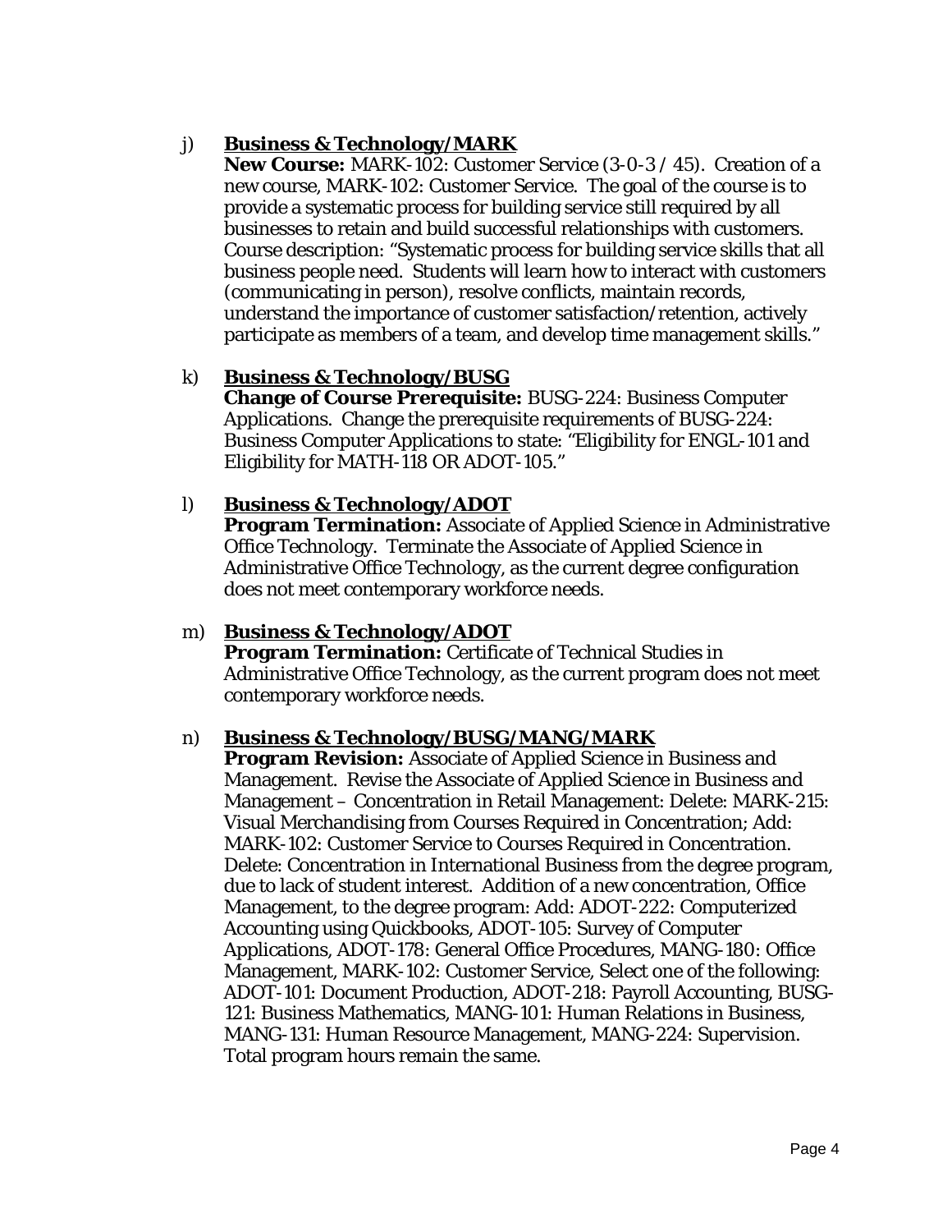j) **Business & Technology/MARK**
**New Course:** MARK-102: Customer Service (3-0-3 / 45). Creation of a new course, MARK-102: Customer Service. The goal of the course is to provide a systematic process for building service still required by all businesses to retain and build successful relationships with customers. Course description: "Systematic process for building service skills that all business people need. Students will learn how to interact with customers (communicating in person), resolve conflicts, maintain records, understand the importance of customer satisfaction/retention, actively participate as members of a team, and develop time management skills."

k) **Business & Technology/BUSG**
**Change of Course Prerequisite:** BUSG-224: Business Computer Applications. Change the prerequisite requirements of BUSG-224: Business Computer Applications to state: "Eligibility for ENGL-101 and Eligibility for MATH-118 OR ADOT-105."

l) **Business & Technology/ADOT**
**Program Termination:** Associate of Applied Science in Administrative Office Technology. Terminate the Associate of Applied Science in Administrative Office Technology, as the current degree configuration does not meet contemporary workforce needs.

m) **Business & Technology/ADOT**
**Program Termination:** Certificate of Technical Studies in Administrative Office Technology, as the current program does not meet contemporary workforce needs.

n) **Business & Technology/BUSG/MANG/MARK**
**Program Revision:** Associate of Applied Science in Business and Management. Revise the Associate of Applied Science in Business and Management – Concentration in Retail Management: Delete: MARK-215: Visual Merchandising from Courses Required in Concentration; Add: MARK-102: Customer Service to Courses Required in Concentration. Delete: Concentration in International Business from the degree program, due to lack of student interest. Addition of a new concentration, Office Management, to the degree program: Add: ADOT-222: Computerized Accounting using Quickbooks, ADOT-105: Survey of Computer Applications, ADOT-178: General Office Procedures, MANG-180: Office Management, MARK-102: Customer Service, Select one of the following: ADOT-101: Document Production, ADOT-218: Payroll Accounting, BUSG-121: Business Mathematics, MANG-101: Human Relations in Business, MANG-131: Human Resource Management, MANG-224: Supervision. Total program hours remain the same.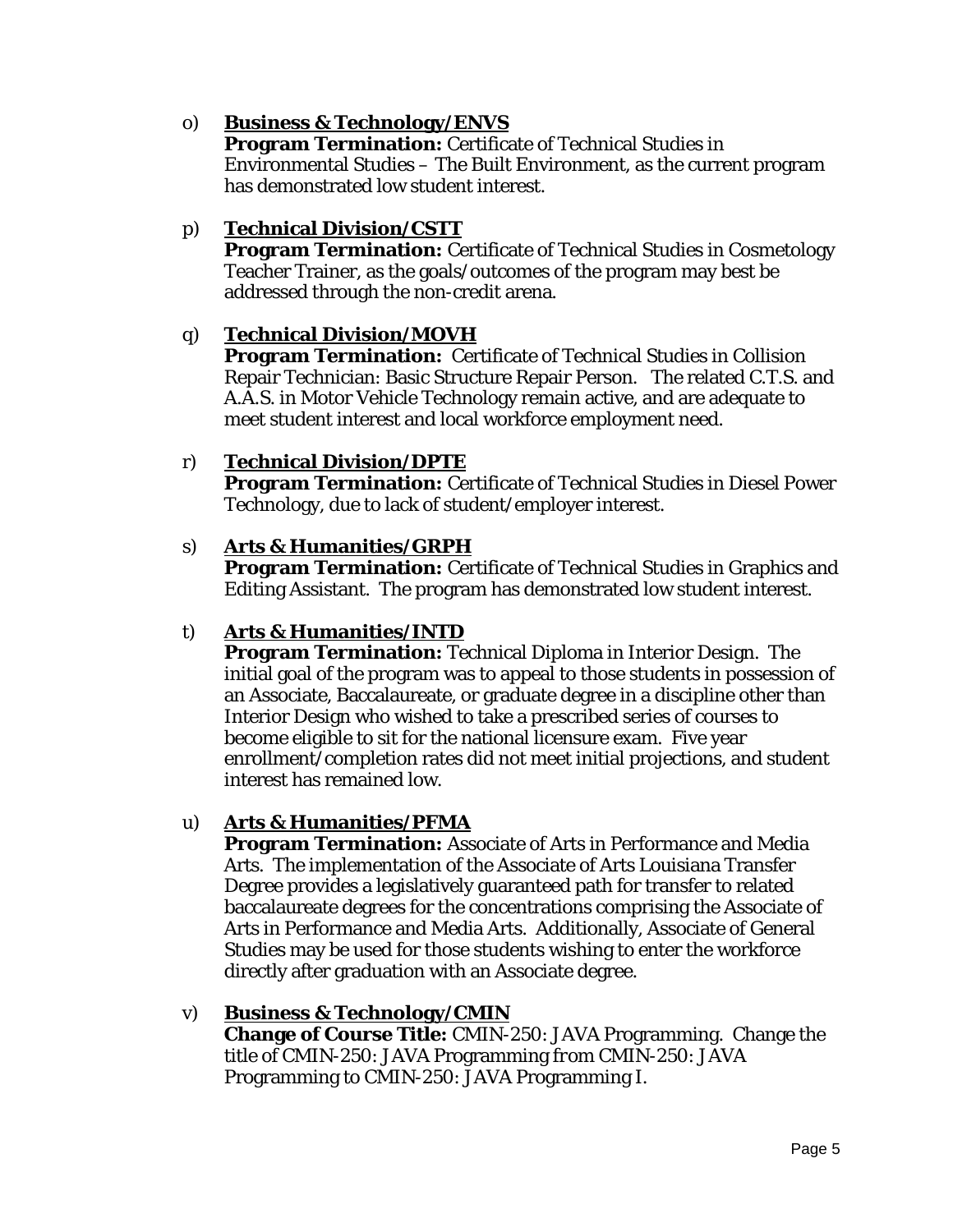o) **<u>Business & Technology/ENVS</u>**
   **Program Termination:** Certificate of Technical Studies in Environmental Studies – The Built Environment, as the current program has demonstrated low student interest.

p) **<u>Technical Division/CSTT</u>**
   **Program Termination:** Certificate of Technical Studies in Cosmetology Teacher Trainer, as the goals/outcomes of the program may best be addressed through the non-credit arena.

q) **<u>Technical Division/MOVH</u>**
   **Program Termination:** Certificate of Technical Studies in Collision Repair Technician: Basic Structure Repair Person. The related C.T.S. and A.A.S. in Motor Vehicle Technology remain active, and are adequate to meet student interest and local workforce employment need.

r) **<u>Technical Division/DPTE</u>**
   **Program Termination:** Certificate of Technical Studies in Diesel Power Technology, due to lack of student/employer interest.

s) **<u>Arts & Humanities/GRPH</u>**
   **Program Termination:** Certificate of Technical Studies in Graphics and Editing Assistant. The program has demonstrated low student interest.

t) **<u>Arts & Humanities/INTD</u>**
   **Program Termination:** Technical Diploma in Interior Design. The initial goal of the program was to appeal to those students in possession of an Associate, Baccalaureate, or graduate degree in a discipline other than Interior Design who wished to take a prescribed series of courses to become eligible to sit for the national licensure exam. Five year enrollment/completion rates did not meet initial projections, and student interest has remained low.

u) **<u>Arts & Humanities/PFMA</u>**
   **Program Termination:** Associate of Arts in Performance and Media Arts. The implementation of the Associate of Arts Louisiana Transfer Degree provides a legislatively guaranteed path for transfer to related baccalaureate degrees for the concentrations comprising the Associate of Arts in Performance and Media Arts. Additionally, Associate of General Studies may be used for those students wishing to enter the workforce directly after graduation with an Associate degree.

v) **<u>Business & Technology/CMIN</u>**
   **Change of Course Title:** CMIN-250: JAVA Programming. Change the title of CMIN-250: JAVA Programming from CMIN-250: JAVA Programming to CMIN-250: JAVA Programming I.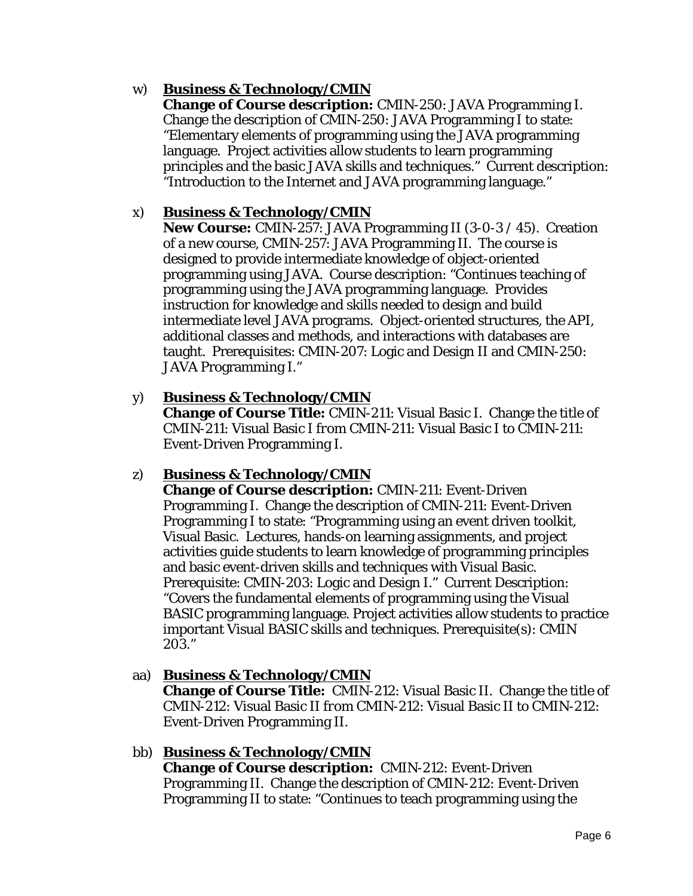w) **<u>Business & Technology/CMIN</u>**
**Change of Course description:** CMIN-250: JAVA Programming I. Change the description of CMIN-250: JAVA Programming I to state: "Elementary elements of programming using the JAVA programming language. Project activities allow students to learn programming principles and the basic JAVA skills and techniques." Current description: "Introduction to the Internet and JAVA programming language."

x) **<u>Business & Technology/CMIN</u>**
**New Course:** CMIN-257: JAVA Programming II (3-0-3 / 45). Creation of a new course, CMIN-257: JAVA Programming II. The course is designed to provide intermediate knowledge of object-oriented programming using JAVA. Course description: "Continues teaching of programming using the JAVA programming language. Provides instruction for knowledge and skills needed to design and build intermediate level JAVA programs. Object-oriented structures, the API, additional classes and methods, and interactions with databases are taught. Prerequisites: CMIN-207: Logic and Design II and CMIN-250: JAVA Programming I."

y) **<u>Business & Technology/CMIN</u>**
**Change of Course Title:** CMIN-211: Visual Basic I. Change the title of CMIN-211: Visual Basic I from CMIN-211: Visual Basic I to CMIN-211: Event-Driven Programming I.

z) **<u>Business & Technology/CMIN</u>**
**Change of Course description:** CMIN-211: Event-Driven Programming I. Change the description of CMIN-211: Event-Driven Programming I to state: "Programming using an event driven toolkit, Visual Basic. Lectures, hands-on learning assignments, and project activities guide students to learn knowledge of programming principles and basic event-driven skills and techniques with Visual Basic. Prerequisite: CMIN-203: Logic and Design I." Current Description: "Covers the fundamental elements of programming using the Visual BASIC programming language. Project activities allow students to practice important Visual BASIC skills and techniques. Prerequisite(s): CMIN 203."

aa) **<u>Business & Technology/CMIN</u>**
**Change of Course Title:** CMIN-212: Visual Basic II. Change the title of CMIN-212: Visual Basic II from CMIN-212: Visual Basic II to CMIN-212: Event-Driven Programming II.

bb) **<u>Business & Technology/CMIN</u>**
**Change of Course description:** CMIN-212: Event-Driven Programming II. Change the description of CMIN-212: Event-Driven Programming II to state: "Continues to teach programming using the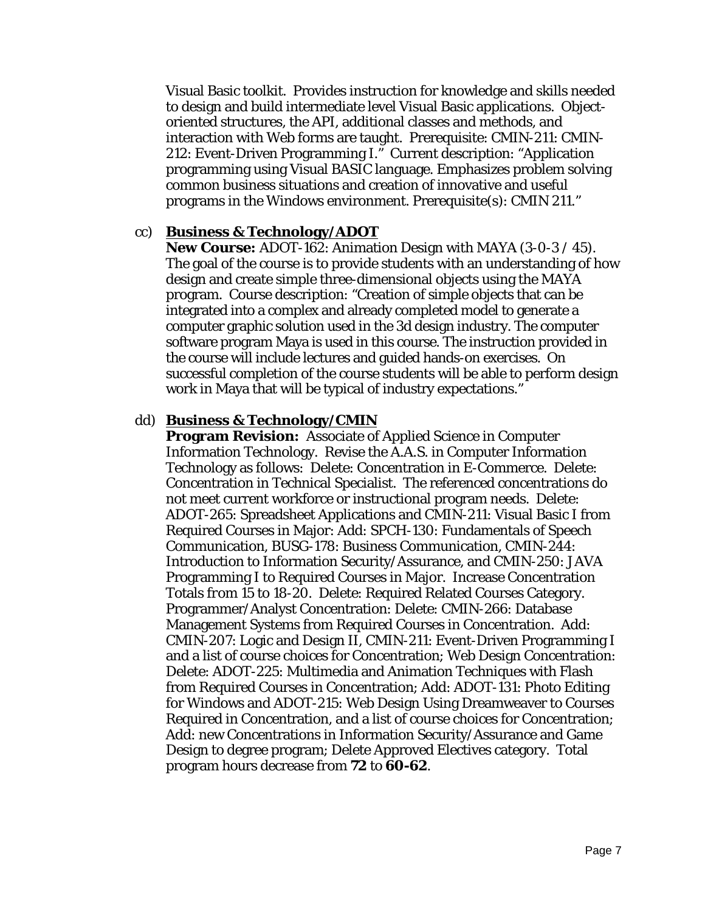Visual Basic toolkit. Provides instruction for knowledge and skills needed to design and build intermediate level Visual Basic applications. Object-oriented structures, the API, additional classes and methods, and interaction with Web forms are taught. Prerequisite: CMIN-211: CMIN-212: Event-Driven Programming I." Current description: "Application programming using Visual BASIC language. Emphasizes problem solving common business situations and creation of innovative and useful programs in the Windows environment. Prerequisite(s): CMIN 211."

cc) **Business & Technology/ADOT**

**New Course:** ADOT-162: Animation Design with MAYA (3-0-3 / 45). The goal of the course is to provide students with an understanding of how design and create simple three-dimensional objects using the MAYA program. Course description: "Creation of simple objects that can be integrated into a complex and already completed model to generate a computer graphic solution used in the 3d design industry. The computer software program Maya is used in this course. The instruction provided in the course will include lectures and guided hands-on exercises. On successful completion of the course students will be able to perform design work in Maya that will be typical of industry expectations."

dd) **Business & Technology/CMIN**

**Program Revision:** Associate of Applied Science in Computer Information Technology. Revise the A.A.S. in Computer Information Technology as follows: Delete: Concentration in E-Commerce. Delete: Concentration in Technical Specialist. The referenced concentrations do not meet current workforce or instructional program needs. Delete: ADOT-265: Spreadsheet Applications and CMIN-211: Visual Basic I from Required Courses in Major: Add: SPCH-130: Fundamentals of Speech Communication, BUSG-178: Business Communication, CMIN-244: Introduction to Information Security/Assurance, and CMIN-250: JAVA Programming I to Required Courses in Major. Increase Concentration Totals from 15 to 18-20. Delete: Required Related Courses Category. Programmer/Analyst Concentration: Delete: CMIN-266: Database Management Systems from Required Courses in Concentration. Add: CMIN-207: Logic and Design II, CMIN-211: Event-Driven Programming I and a list of course choices for Concentration; Web Design Concentration: Delete: ADOT-225: Multimedia and Animation Techniques with Flash from Required Courses in Concentration; Add: ADOT-131: Photo Editing for Windows and ADOT-215: Web Design Using Dreamweaver to Courses Required in Concentration, and a list of course choices for Concentration; Add: new Concentrations in Information Security/Assurance and Game Design to degree program; Delete Approved Electives category. Total program hours decrease from **72** to **60-62**.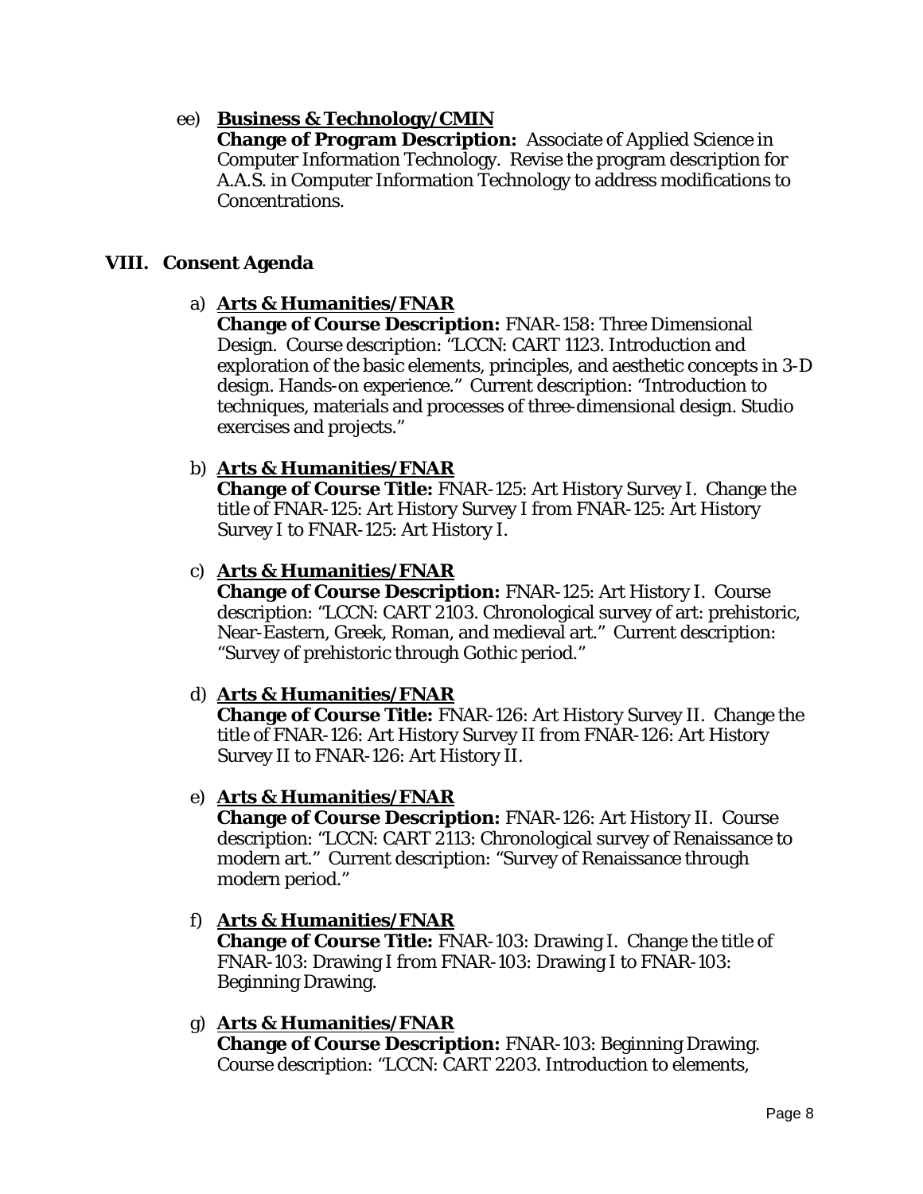ee) **Business & Technology/CMIN**
**Change of Program Description:** Associate of Applied Science in Computer Information Technology. Revise the program description for A.A.S. in Computer Information Technology to address modifications to Concentrations.

## VIII. Consent Agenda

a) **Arts & Humanities/FNAR**
**Change of Course Description:** FNAR-158: Three Dimensional Design. Course description: "LCCN: CART 1123. Introduction and exploration of the basic elements, principles, and aesthetic concepts in 3-D design. Hands-on experience." Current description: "Introduction to techniques, materials and processes of three-dimensional design. Studio exercises and projects."

b) **Arts & Humanities/FNAR**
**Change of Course Title:** FNAR-125: Art History Survey I. Change the title of FNAR-125: Art History Survey I from FNAR-125: Art History Survey I to FNAR-125: Art History I.

c) **Arts & Humanities/FNAR**
**Change of Course Description:** FNAR-125: Art History I. Course description: "LCCN: CART 2103. Chronological survey of art: prehistoric, Near-Eastern, Greek, Roman, and medieval art." Current description: "Survey of prehistoric through Gothic period."

d) **Arts & Humanities/FNAR**
**Change of Course Title:** FNAR-126: Art History Survey II. Change the title of FNAR-126: Art History Survey II from FNAR-126: Art History Survey II to FNAR-126: Art History II.

e) **Arts & Humanities/FNAR**
**Change of Course Description:** FNAR-126: Art History II. Course description: "LCCN: CART 2113: Chronological survey of Renaissance to modern art." Current description: "Survey of Renaissance through modern period."

f) **Arts & Humanities/FNAR**
**Change of Course Title:** FNAR-103: Drawing I. Change the title of FNAR-103: Drawing I from FNAR-103: Drawing I to FNAR-103: Beginning Drawing.

g) **Arts & Humanities/FNAR**
**Change of Course Description:** FNAR-103: Beginning Drawing. Course description: "LCCN: CART 2203. Introduction to elements,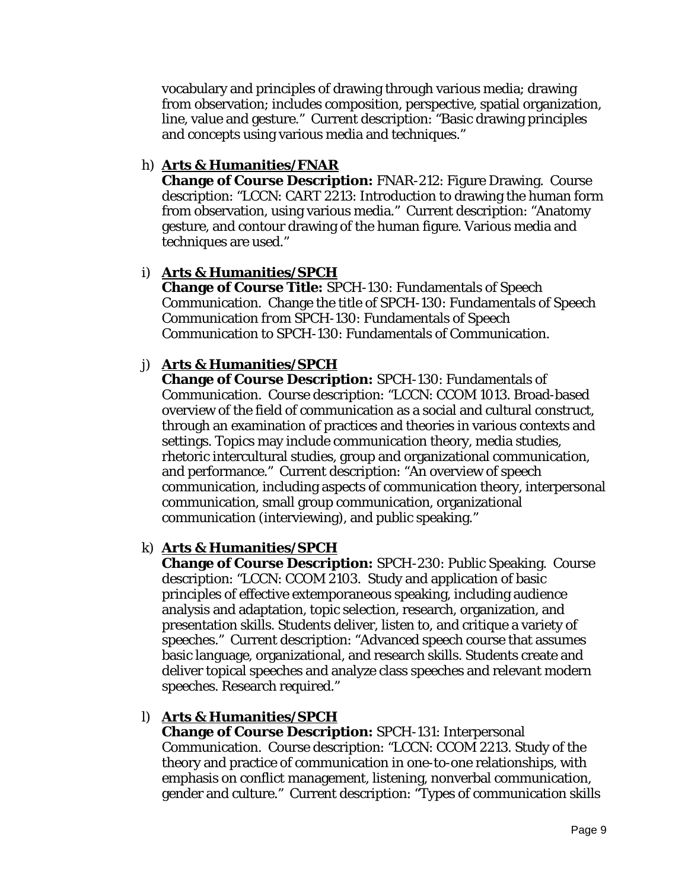vocabulary and principles of drawing through various media; drawing from observation; includes composition, perspective, spatial organization, line, value and gesture." Current description: "Basic drawing principles and concepts using various media and techniques."

h) **Arts & Humanities/FNAR**
**Change of Course Description:** FNAR-212: Figure Drawing. Course description: "LCCN: CART 2213: Introduction to drawing the human form from observation, using various media." Current description: "Anatomy gesture, and contour drawing of the human figure. Various media and techniques are used."

i) **Arts & Humanities/SPCH**
**Change of Course Title:** SPCH-130: Fundamentals of Speech Communication. Change the title of SPCH-130: Fundamentals of Speech Communication *from* SPCH-130: Fundamentals of Speech Communication *to* SPCH-130: Fundamentals of Communication.

j) **Arts & Humanities/SPCH**
**Change of Course Description:** SPCH-130: Fundamentals of Communication. Course description: "LCCN: CCOM 1013. Broad-based overview of the field of communication as a social and cultural construct, through an examination of practices and theories in various contexts and settings. Topics may include communication theory, media studies, rhetoric intercultural studies, group and organizational communication, and performance." Current description: "An overview of speech communication, including aspects of communication theory, interpersonal communication, small group communication, organizational communication (interviewing), and public speaking."

k) **Arts & Humanities/SPCH**
**Change of Course Description:** SPCH-230: Public Speaking. Course description: "LCCN: CCOM 2103. Study and application of basic principles of effective extemporaneous speaking, including audience analysis and adaptation, topic selection, research, organization, and presentation skills. Students deliver, listen to, and critique a variety of speeches." Current description: "Advanced speech course that assumes basic language, organizational, and research skills. Students create and deliver topical speeches and analyze class speeches and relevant modern speeches. Research required."

l) **Arts & Humanities/SPCH**
**Change of Course Description:** SPCH-131: Interpersonal Communication. Course description: "LCCN: CCOM 2213. Study of the theory and practice of communication in one-to-one relationships, with emphasis on conflict management, listening, nonverbal communication, gender and culture." Current description: "Types of communication skills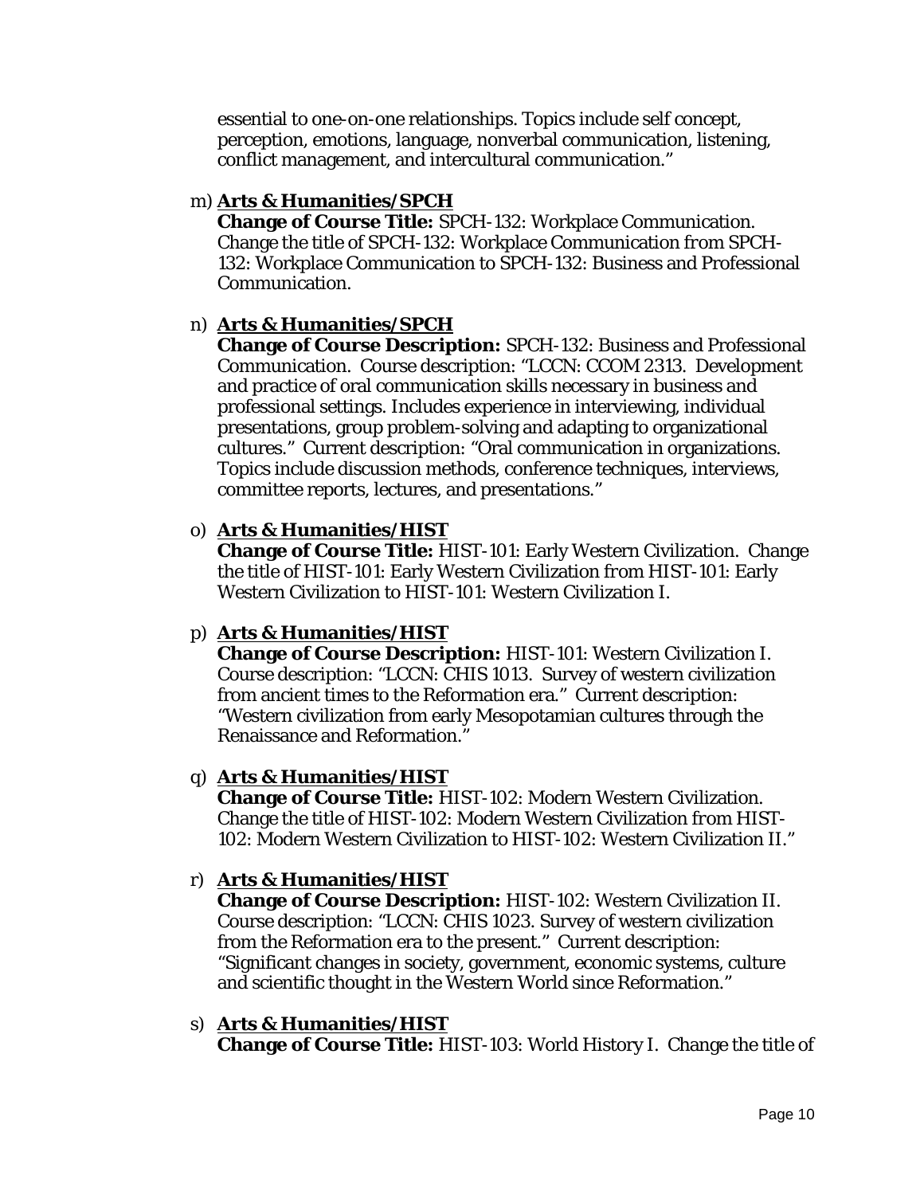essential to one-on-one relationships. Topics include self concept, perception, emotions, language, nonverbal communication, listening, conflict management, and intercultural communication."

m) **Arts & Humanities/SPCH**
**Change of Course Title:** SPCH-132: Workplace Communication. Change the title of SPCH-132: Workplace Communication from SPCH-132: Workplace Communication to SPCH-132: Business and Professional Communication.

n) **Arts & Humanities/SPCH**
**Change of Course Description:** SPCH-132: Business and Professional Communication. Course description: "LCCN: CCOM 2313. Development and practice of oral communication skills necessary in business and professional settings. Includes experience in interviewing, individual presentations, group problem-solving and adapting to organizational cultures." Current description: "Oral communication in organizations. Topics include discussion methods, conference techniques, interviews, committee reports, lectures, and presentations."

o) **Arts & Humanities/HIST**
**Change of Course Title:** HIST-101: Early Western Civilization. Change the title of HIST-101: Early Western Civilization from HIST-101: Early Western Civilization to HIST-101: Western Civilization I.

p) **Arts & Humanities/HIST**
**Change of Course Description:** HIST-101: Western Civilization I. Course description: "LCCN: CHIS 1013. Survey of western civilization from ancient times to the Reformation era." Current description: "Western civilization from early Mesopotamian cultures through the Renaissance and Reformation."

q) **Arts & Humanities/HIST**
**Change of Course Title:** HIST-102: Modern Western Civilization. Change the title of HIST-102: Modern Western Civilization from HIST-102: Modern Western Civilization to HIST-102: Western Civilization II."

r) **Arts & Humanities/HIST**
**Change of Course Description:** HIST-102: Western Civilization II. Course description: "LCCN: CHIS 1023. Survey of western civilization from the Reformation era to the present." Current description: "Significant changes in society, government, economic systems, culture and scientific thought in the Western World since Reformation."

s) **Arts & Humanities/HIST**
**Change of Course Title:** HIST-103: World History I. Change the title of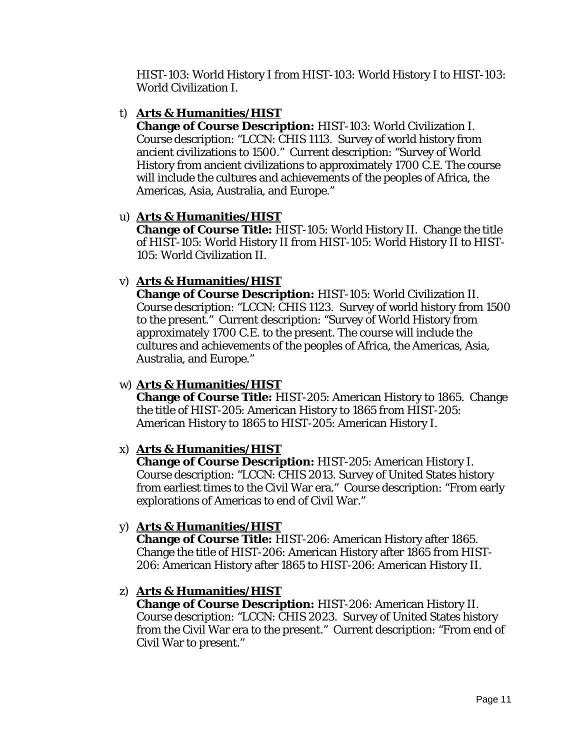HIST-103: World History I from HIST-103: World History I to HIST-103: World Civilization I.

t) **Arts & Humanities/HIST**
**Change of Course Description:** HIST-103: World Civilization I. Course description: "LCCN: CHIS 1113. Survey of world history from ancient civilizations to 1500." Current description: "Survey of World History from ancient civilizations to approximately 1700 C.E. The course will include the cultures and achievements of the peoples of Africa, the Americas, Asia, Australia, and Europe."

u) **Arts & Humanities/HIST**
**Change of Course Title:** HIST-105: World History II. Change the title of HIST-105: World History II from HIST-105: World History II to HIST-105: World Civilization II.

v) **Arts & Humanities/HIST**
**Change of Course Description:** HIST-105: World Civilization II. Course description: "LCCN: CHIS 1123. Survey of world history from 1500 to the present." Current description: "Survey of World History from approximately 1700 C.E. to the present. The course will include the cultures and achievements of the peoples of Africa, the Americas, Asia, Australia, and Europe."

w) **Arts & Humanities/HIST**
**Change of Course Title:** HIST-205: American History to 1865. Change the title of HIST-205: American History to 1865 from HIST-205: American History to 1865 to HIST-205: American History I.

x) **Arts & Humanities/HIST**
**Change of Course Description:** HIST-205: American History I. Course description: "LCCN: CHIS 2013. Survey of United States history from earliest times to the Civil War era." Course description: "From early explorations of Americas to end of Civil War."

y) **Arts & Humanities/HIST**
**Change of Course Title:** HIST-206: American History after 1865. Change the title of HIST-206: American History after 1865 from HIST-206: American History after 1865 to HIST-206: American History II.

z) **Arts & Humanities/HIST**
**Change of Course Description:** HIST-206: American History II. Course description: "LCCN: CHIS 2023. Survey of United States history from the Civil War era to the present." Current description: "From end of Civil War to present."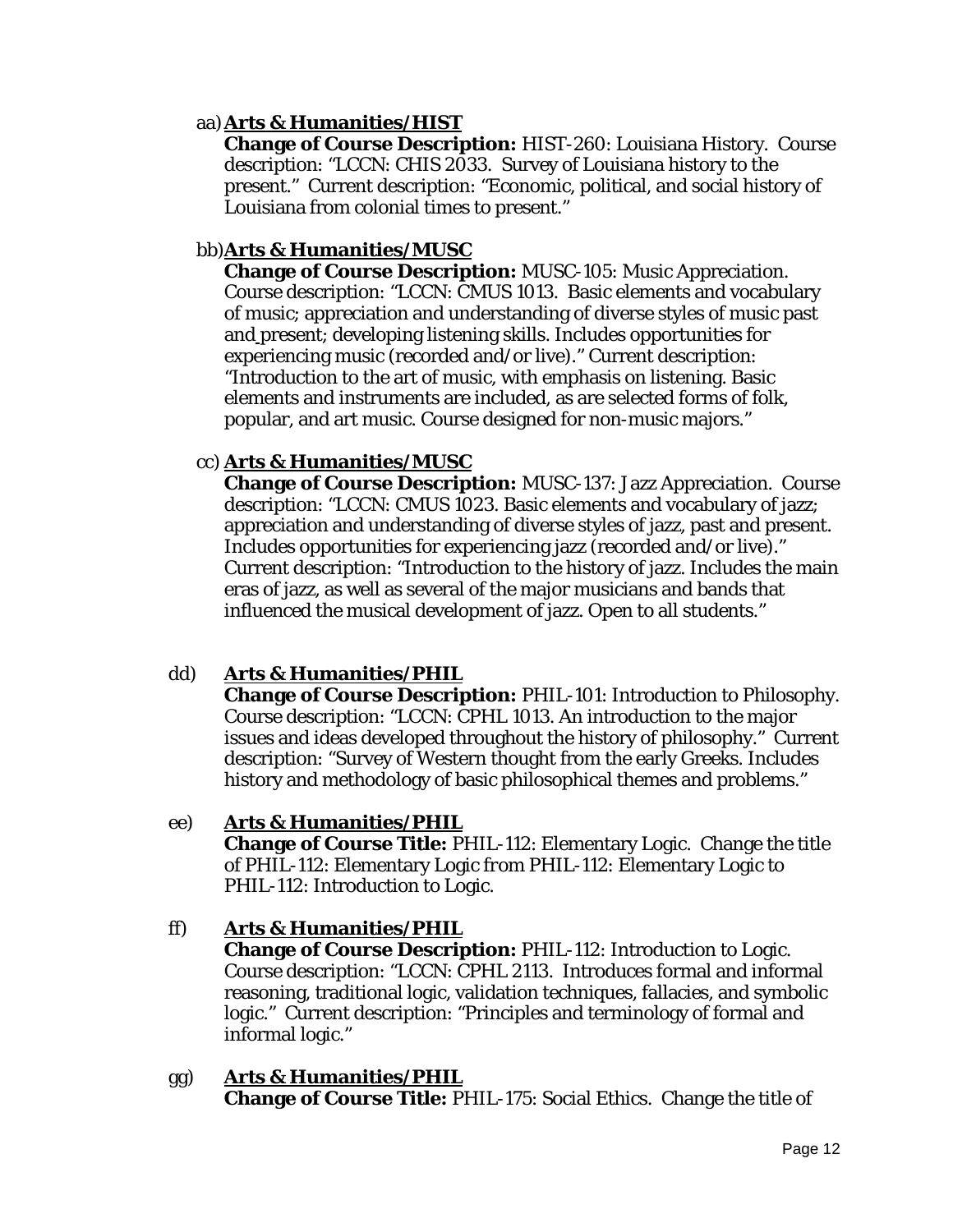aa) **<u>Arts & Humanities/HIST</u>**
**Change of Course Description:** HIST-260: Louisiana History. Course description: "LCCN: CHIS 2033. Survey of Louisiana history to the present." Current description: "Economic, political, and social history of Louisiana from colonial times to present."

bb) **<u>Arts & Humanities/MUSC</u>**
**Change of Course Description:** MUSC-105: Music Appreciation. Course description: "LCCN: CMUS 1013. Basic elements and vocabulary of music; appreciation and understanding of diverse styles of music past and present; developing listening skills. Includes opportunities for experiencing music (recorded and/or live)." Current description: "Introduction to the art of music, with emphasis on listening. Basic elements and instruments are included, as are selected forms of folk, popular, and art music. Course designed for non-music majors."

cc) **<u>Arts & Humanities/MUSC</u>**
**Change of Course Description:** MUSC-137: Jazz Appreciation. Course description: "LCCN: CMUS 1023. Basic elements and vocabulary of jazz; appreciation and understanding of diverse styles of jazz, past and present. Includes opportunities for experiencing jazz (recorded and/or live)." Current description: "Introduction to the history of jazz. Includes the main eras of jazz, as well as several of the major musicians and bands that influenced the musical development of jazz. Open to all students."

dd) **<u>Arts & Humanities/PHIL</u>**
**Change of Course Description:** PHIL-101: Introduction to Philosophy. Course description: "LCCN: CPHL 1013. An introduction to the major issues and ideas developed throughout the history of philosophy." Current description: "Survey of Western thought from the early Greeks. Includes history and methodology of basic philosophical themes and problems."

ee) **<u>Arts & Humanities/PHIL</u>**
**Change of Course Title:** PHIL-112: Elementary Logic. Change the title of PHIL-112: Elementary Logic from PHIL-112: Elementary Logic to PHIL-112: Introduction to Logic.

ff) **<u>Arts & Humanities/PHIL</u>**
**Change of Course Description:** PHIL-112: Introduction to Logic. Course description: "LCCN: CPHL 2113. Introduces formal and informal reasoning, traditional logic, validation techniques, fallacies, and symbolic logic." Current description: "Principles and terminology of formal and informal logic."

gg) **<u>Arts & Humanities/PHIL</u>**
**Change of Course Title:** PHIL-175: Social Ethics. Change the title of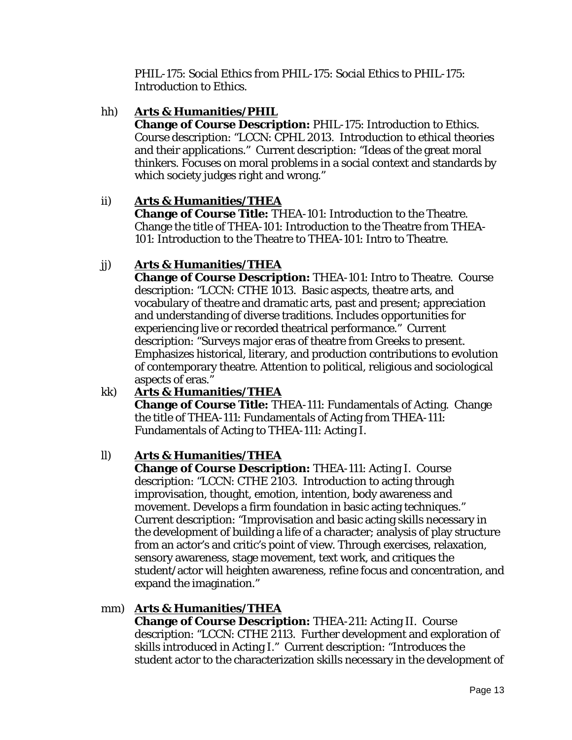PHIL-175: Social Ethics from PHIL-175: Social Ethics to PHIL-175: Introduction to Ethics.

hh) **Arts & Humanities/PHIL**
**Change of Course Description:** PHIL-175: Introduction to Ethics. Course description: "LCCN: CPHL 2013. Introduction to ethical theories and their applications." Current description: "Ideas of the great moral thinkers. Focuses on moral problems in a social context and standards by which society judges right and wrong."

ii) **Arts & Humanities/THEA**
**Change of Course Title:** THEA-101: Introduction to the Theatre. Change the title of THEA-101: Introduction to the Theatre from THEA-101: Introduction to the Theatre to THEA-101: Intro to Theatre.

jj) **Arts & Humanities/THEA**
**Change of Course Description:** THEA-101: Intro to Theatre. Course description: "LCCN: CTHE 1013. Basic aspects, theatre arts, and vocabulary of theatre and dramatic arts, past and present; appreciation and understanding of diverse traditions. Includes opportunities for experiencing live or recorded theatrical performance." Current description: "Surveys major eras of theatre from Greeks to present. Emphasizes historical, literary, and production contributions to evolution of contemporary theatre. Attention to political, religious and sociological aspects of eras."

kk) **Arts & Humanities/THEA**
**Change of Course Title:** THEA-111: Fundamentals of Acting. Change the title of THEA-111: Fundamentals of Acting from THEA-111: Fundamentals of Acting to THEA-111: Acting I.

ll) **Arts & Humanities/THEA**
**Change of Course Description:** THEA-111: Acting I. Course description: "LCCN: CTHE 2103. Introduction to acting through improvisation, thought, emotion, intention, body awareness and movement. Develops a firm foundation in basic acting techniques." Current description: "Improvisation and basic acting skills necessary in the development of building a life of a character; analysis of play structure from an actor's and critic's point of view. Through exercises, relaxation, sensory awareness, stage movement, text work, and critiques the student/actor will heighten awareness, refine focus and concentration, and expand the imagination."

mm) **Arts & Humanities/THEA**
**Change of Course Description:** THEA-211: Acting II. Course description: "LCCN: CTHE 2113. Further development and exploration of skills introduced in Acting I." Current description: "Introduces the student actor to the characterization skills necessary in the development of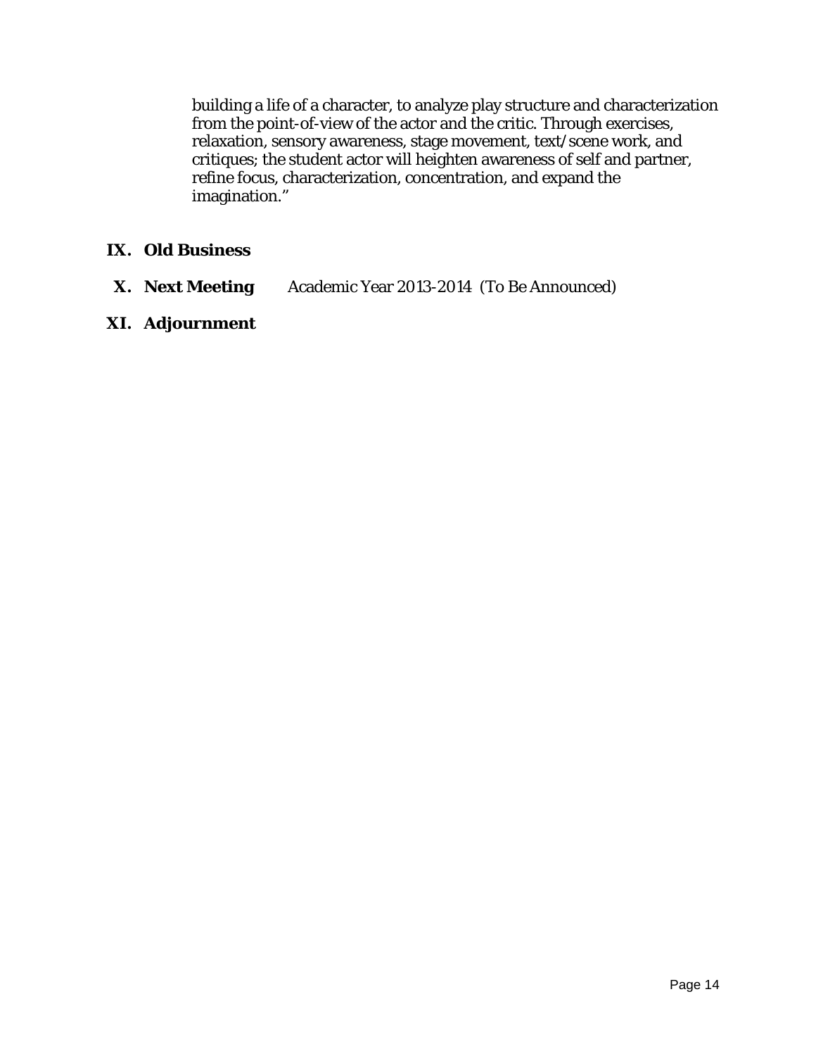building a life of a character, to analyze play structure and characterization from the point-of-view of the actor and the critic. Through exercises, relaxation, sensory awareness, stage movement, text/scene work, and critiques; the student actor will heighten awareness of self and partner, refine focus, characterization, concentration, and expand the imagination."

**IX. Old Business**

**X. Next Meeting** Academic Year 2013-2014 (To Be Announced)

**XI. Adjournment**